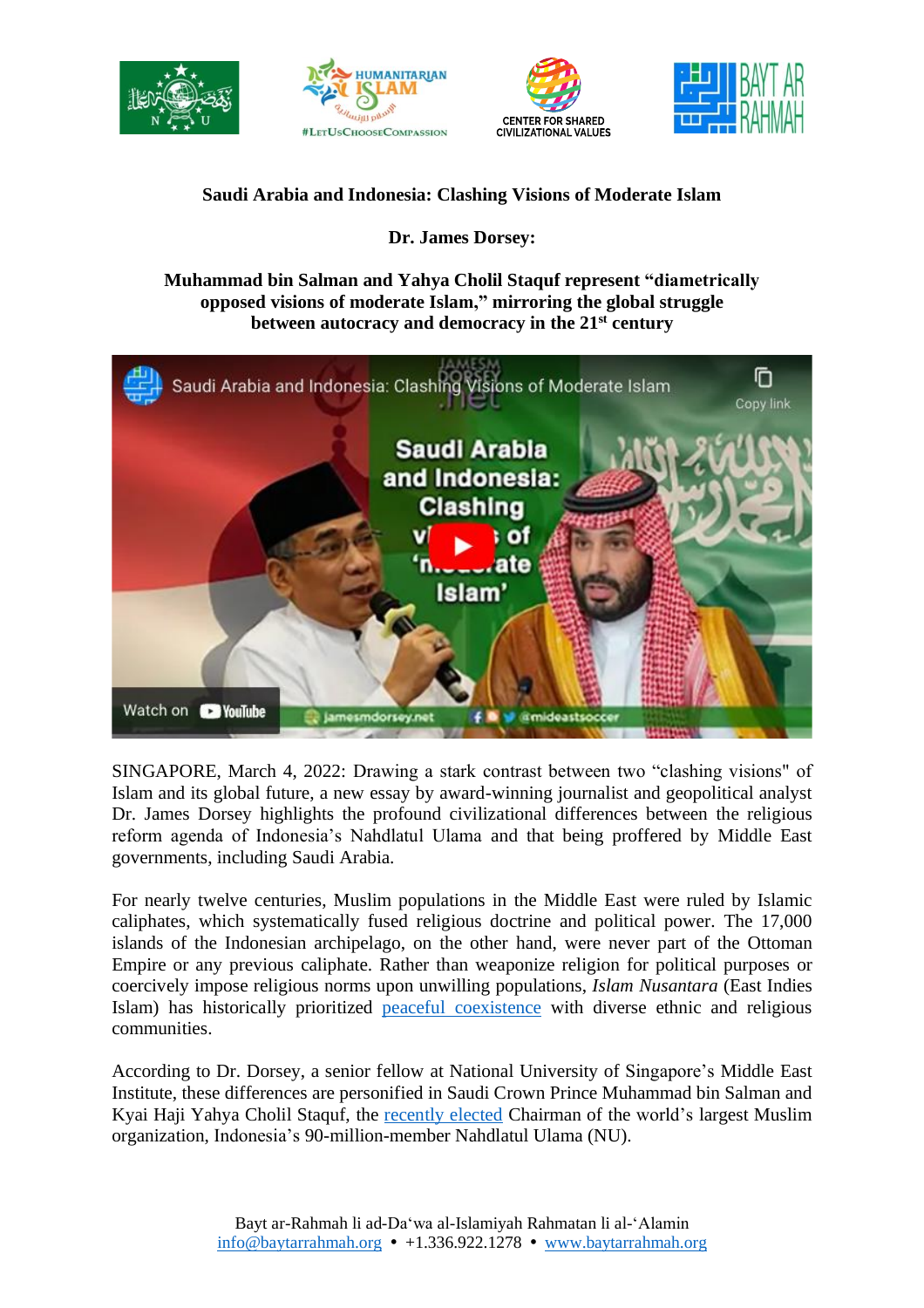**Saudi Arabia and Indonesia: Clashing Visions of Moderate Islam**

**Dr. James Dorsey:**

**Muhammad bin Salman and Yahya Cholil Staquf represent "diametrically opposed visions of moderate Islam," mirroring the global struggle between autocracy and democracy in the 21st century**

SINGAPORE, March 4, 2022: Drawing a stark contrast between two "clashing visions" of Islam and its global future, a new essay by award-winning journalist and geopolitical analyst Dr. James Dorsey highlights the profound civilizational differences between the religious reform agenda of Indonesia's Nahdlatul Ulama and that being proffered by Middle East governments, including Saudi Arabia.

For nearly twelve centuries, Muslim populations in the Middle East were ruled by Islamic caliphates, which systematically fused religious doctrine and political power. The 17,000 islands of the Indonesian archipelago, on the other hand, were never part of the Ottoman Empire or any previous caliphate. Rather than weaponize religion for political purposes or coercively impose religious norms upon unwilling populations, *Islam Nusantara* (East Indies Islam) has historically prioritized peaceful coexistence with diverse ethnic and religious communities.

According to Dr. Dorsey, a senior fellow at National University of Singapore's Middle East Institute, these differences are personified in Saudi Crown Prince Muhammad bin Salman and Kyai Haji Yahya Cholil Staquf, the recently elected Chairman of the world's largest Muslim organization, Indonesia's 90-million-member Nahdlatul Ulama (NU).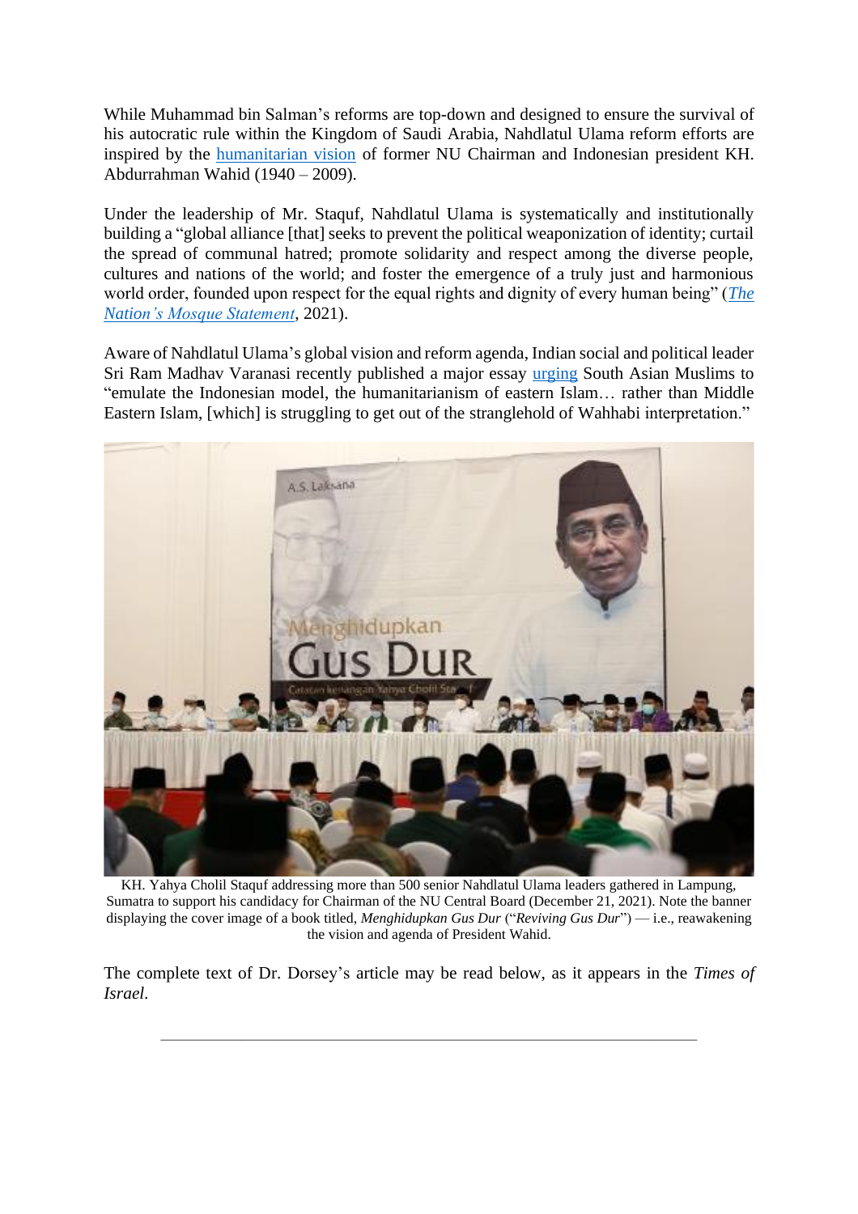While Muhammad bin Salman's reforms are top-down and designed to ensure the survival of his autocratic rule within the Kingdom of Saudi Arabia, Nahdlatul Ulama reform efforts are inspired by the humanitarian vision of former NU Chairman and Indonesian president KH. Abdurrahman Wahid (1940 – 2009).

Under the leadership of Mr. Staquf, Nahdlatul Ulama is systematically and institutionally building a "global alliance [that] seeks to prevent the political weaponization of identity; curtail the spread of communal hatred; promote solidarity and respect among the diverse people, cultures and nations of the world; and foster the emergence of a truly just and harmonious world order, founded upon respect for the equal rights and dignity of every human being" (*The Nation's Mosque Statement*, 2021).

Aware of Nahdlatul Ulama's global vision and reform agenda, Indian social and political leader Sri Ram Madhav Varanasi recently published a major essay urging South Asian Muslims to "emulate the Indonesian model, the humanitarianism of eastern Islam… rather than Middle Eastern Islam, [which] is struggling to get out of the stranglehold of Wahhabi interpretation."

KH. Yahya Cholil Staquf addressing more than 500 senior Nahdlatul Ulama leaders gathered in Lampung, Sumatra to support his candidacy for Chairman of the NU Central Board (December 21, 2021). Note the banner displaying the cover image of a book titled, *Menghidupkan Gus Dur* ("*Reviving Gus Dur*") — i.e., reawakening the vision and agenda of President Wahid.

The complete text of Dr. Dorsey's article may be read below, as it appears in the *Times of Israel*.

---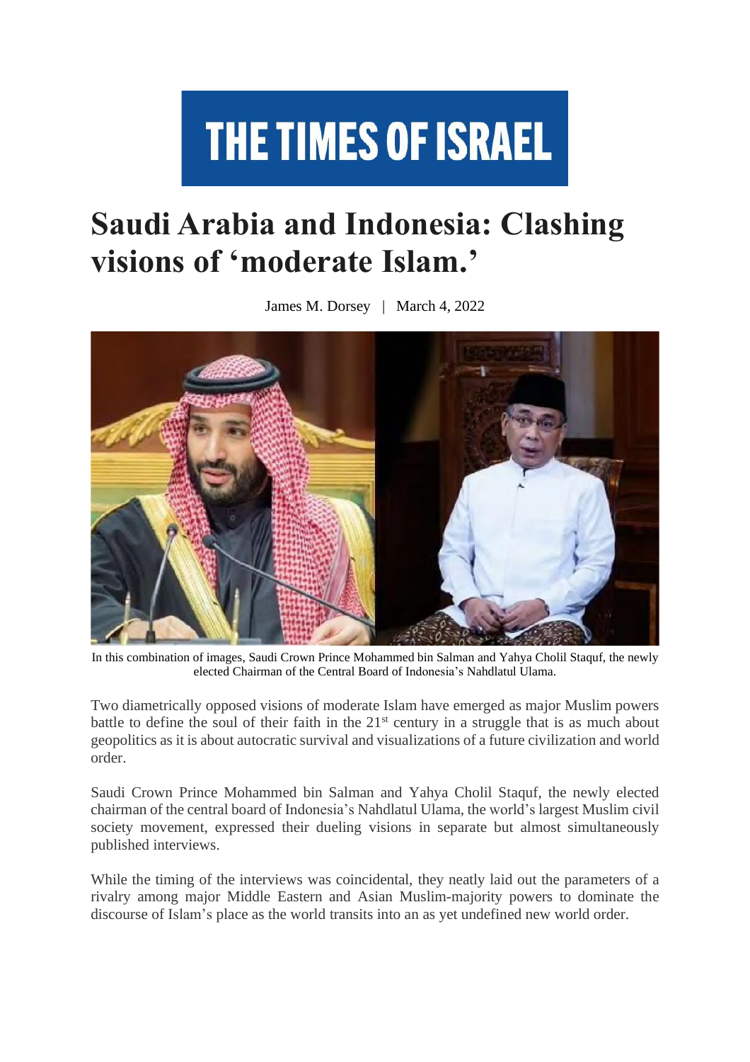# THE TIMES OF ISRAEL

# Saudi Arabia and Indonesia: Clashing visions of 'moderate Islam.'

James M. Dorsey | March 4, 2022

In this combination of images, Saudi Crown Prince Mohammed bin Salman and Yahya Cholil Staquf, the newly elected Chairman of the Central Board of Indonesia's Nahdlatul Ulama.

Two diametrically opposed visions of moderate Islam have emerged as major Muslim powers battle to define the soul of their faith in the 21st century in a struggle that is as much about geopolitics as it is about autocratic survival and visualizations of a future civilization and world order.

Saudi Crown Prince Mohammed bin Salman and Yahya Cholil Staquf, the newly elected chairman of the central board of Indonesia's Nahdlatul Ulama, the world's largest Muslim civil society movement, expressed their dueling visions in separate but almost simultaneously published interviews.

While the timing of the interviews was coincidental, they neatly laid out the parameters of a rivalry among major Middle Eastern and Asian Muslim-majority powers to dominate the discourse of Islam's place as the world transits into an as yet undefined new world order.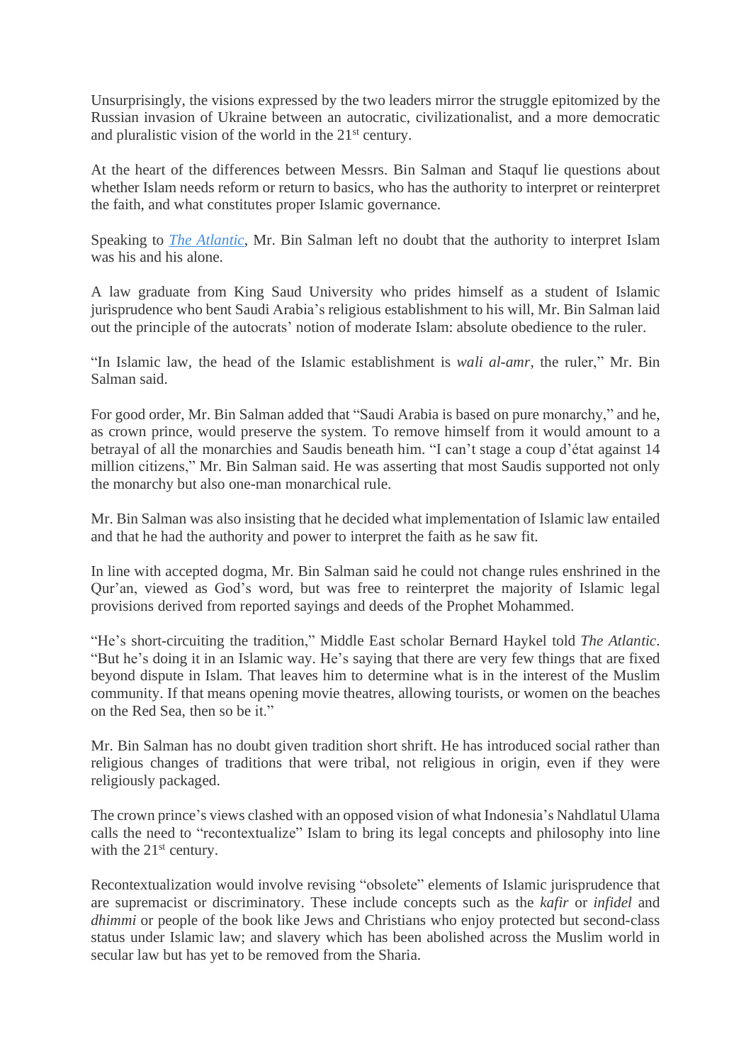Unsurprisingly, the visions expressed by the two leaders mirror the struggle epitomized by the Russian invasion of Ukraine between an autocratic, civilizationalist, and a more democratic and pluralistic vision of the world in the 21st century.

At the heart of the differences between Messrs. Bin Salman and Staquf lie questions about whether Islam needs reform or return to basics, who has the authority to interpret or reinterpret the faith, and what constitutes proper Islamic governance.

Speaking to *The Atlantic*, Mr. Bin Salman left no doubt that the authority to interpret Islam was his and his alone.

A law graduate from King Saud University who prides himself as a student of Islamic jurisprudence who bent Saudi Arabia's religious establishment to his will, Mr. Bin Salman laid out the principle of the autocrats' notion of moderate Islam: absolute obedience to the ruler.

"In Islamic law, the head of the Islamic establishment is *wali al-amr*, the ruler," Mr. Bin Salman said.

For good order, Mr. Bin Salman added that "Saudi Arabia is based on pure monarchy," and he, as crown prince, would preserve the system. To remove himself from it would amount to a betrayal of all the monarchies and Saudis beneath him. "I can't stage a coup d'état against 14 million citizens," Mr. Bin Salman said. He was asserting that most Saudis supported not only the monarchy but also one-man monarchical rule.

Mr. Bin Salman was also insisting that he decided what implementation of Islamic law entailed and that he had the authority and power to interpret the faith as he saw fit.

In line with accepted dogma, Mr. Bin Salman said he could not change rules enshrined in the Qur'an, viewed as God's word, but was free to reinterpret the majority of Islamic legal provisions derived from reported sayings and deeds of the Prophet Mohammed.

"He's short-circuiting the tradition," Middle East scholar Bernard Haykel told *The Atlantic*. "But he's doing it in an Islamic way. He's saying that there are very few things that are fixed beyond dispute in Islam. That leaves him to determine what is in the interest of the Muslim community. If that means opening movie theatres, allowing tourists, or women on the beaches on the Red Sea, then so be it."

Mr. Bin Salman has no doubt given tradition short shrift. He has introduced social rather than religious changes of traditions that were tribal, not religious in origin, even if they were religiously packaged.

The crown prince's views clashed with an opposed vision of what Indonesia's Nahdlatul Ulama calls the need to "recontextualize" Islam to bring its legal concepts and philosophy into line with the 21st century.

Recontextualization would involve revising "obsolete" elements of Islamic jurisprudence that are supremacist or discriminatory. These include concepts such as the *kafir* or *infidel* and *dhimmi* or people of the book like Jews and Christians who enjoy protected but second-class status under Islamic law; and slavery which has been abolished across the Muslim world in secular law but has yet to be removed from the Sharia.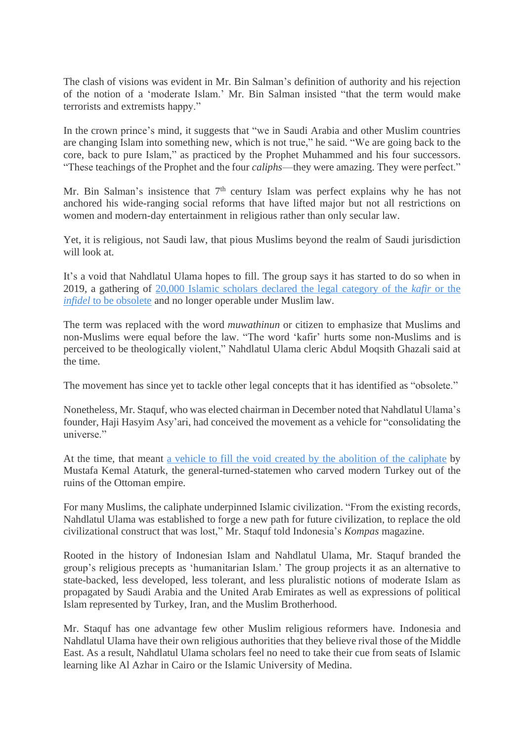The clash of visions was evident in Mr. Bin Salman's definition of authority and his rejection of the notion of a 'moderate Islam.' Mr. Bin Salman insisted "that the term would make terrorists and extremists happy."

In the crown prince's mind, it suggests that "we in Saudi Arabia and other Muslim countries are changing Islam into something new, which is not true," he said. "We are going back to the core, back to pure Islam," as practiced by the Prophet Muhammed and his four successors. "These teachings of the Prophet and the four *caliphs*—they were amazing. They were perfect."

Mr. Bin Salman's insistence that 7th century Islam was perfect explains why he has not anchored his wide-ranging social reforms that have lifted major but not all restrictions on women and modern-day entertainment in religious rather than only secular law.

Yet, it is religious, not Saudi law, that pious Muslims beyond the realm of Saudi jurisdiction will look at.

It's a void that Nahdlatul Ulama hopes to fill. The group says it has started to do so when in 2019, a gathering of [20,000 Islamic scholars declared the legal category of the *kafir* or the *infidel* to be obsolete]() and no longer operable under Muslim law.

The term was replaced with the word *muwathinun* or citizen to emphasize that Muslims and non-Muslims were equal before the law. "The word 'kafir' hurts some non-Muslims and is perceived to be theologically violent," Nahdlatul Ulama cleric Abdul Moqsith Ghazali said at the time.

The movement has since yet to tackle other legal concepts that it has identified as "obsolete."

Nonetheless, Mr. Staquf, who was elected chairman in December noted that Nahdlatul Ulama's founder, Haji Hasyim Asy'ari, had conceived the movement as a vehicle for "consolidating the universe."

At the time, that meant [a vehicle to fill the void created by the abolition of the caliphate]() by Mustafa Kemal Ataturk, the general-turned-statemen who carved modern Turkey out of the ruins of the Ottoman empire.

For many Muslims, the caliphate underpinned Islamic civilization. "From the existing records, Nahdlatul Ulama was established to forge a new path for future civilization, to replace the old civilizational construct that was lost," Mr. Staquf told Indonesia's *Kompas* magazine.

Rooted in the history of Indonesian Islam and Nahdlatul Ulama, Mr. Staquf branded the group's religious precepts as 'humanitarian Islam.' The group projects it as an alternative to state-backed, less developed, less tolerant, and less pluralistic notions of moderate Islam as propagated by Saudi Arabia and the United Arab Emirates as well as expressions of political Islam represented by Turkey, Iran, and the Muslim Brotherhood.

Mr. Staquf has one advantage few other Muslim religious reformers have. Indonesia and Nahdlatul Ulama have their own religious authorities that they believe rival those of the Middle East. As a result, Nahdlatul Ulama scholars feel no need to take their cue from seats of Islamic learning like Al Azhar in Cairo or the Islamic University of Medina.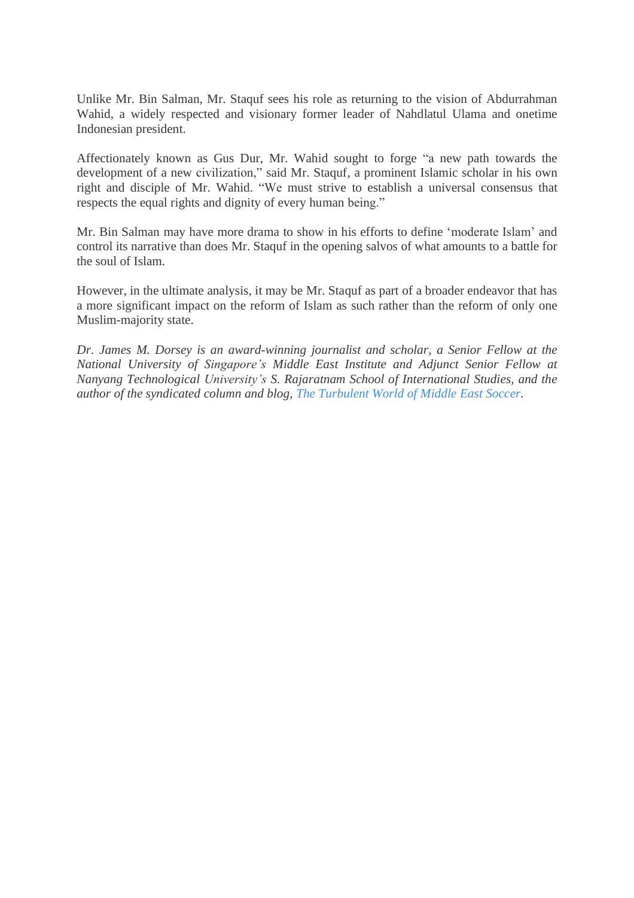Unlike Mr. Bin Salman, Mr. Staquf sees his role as returning to the vision of Abdurrahman Wahid, a widely respected and visionary former leader of Nahdlatul Ulama and onetime Indonesian president.

Affectionately known as Gus Dur, Mr. Wahid sought to forge "a new path towards the development of a new civilization," said Mr. Staquf, a prominent Islamic scholar in his own right and disciple of Mr. Wahid. "We must strive to establish a universal consensus that respects the equal rights and dignity of every human being."

Mr. Bin Salman may have more drama to show in his efforts to define 'moderate Islam' and control its narrative than does Mr. Staquf in the opening salvos of what amounts to a battle for the soul of Islam.

However, in the ultimate analysis, it may be Mr. Staquf as part of a broader endeavor that has a more significant impact on the reform of Islam as such rather than the reform of only one Muslim-majority state.

*Dr. James M. Dorsey is an award-winning journalist and scholar, a Senior Fellow at the National University of Singapore's Middle East Institute and Adjunct Senior Fellow at Nanyang Technological University's S. Rajaratnam School of International Studies, and the author of the syndicated column and blog, The Turbulent World of Middle East Soccer.*